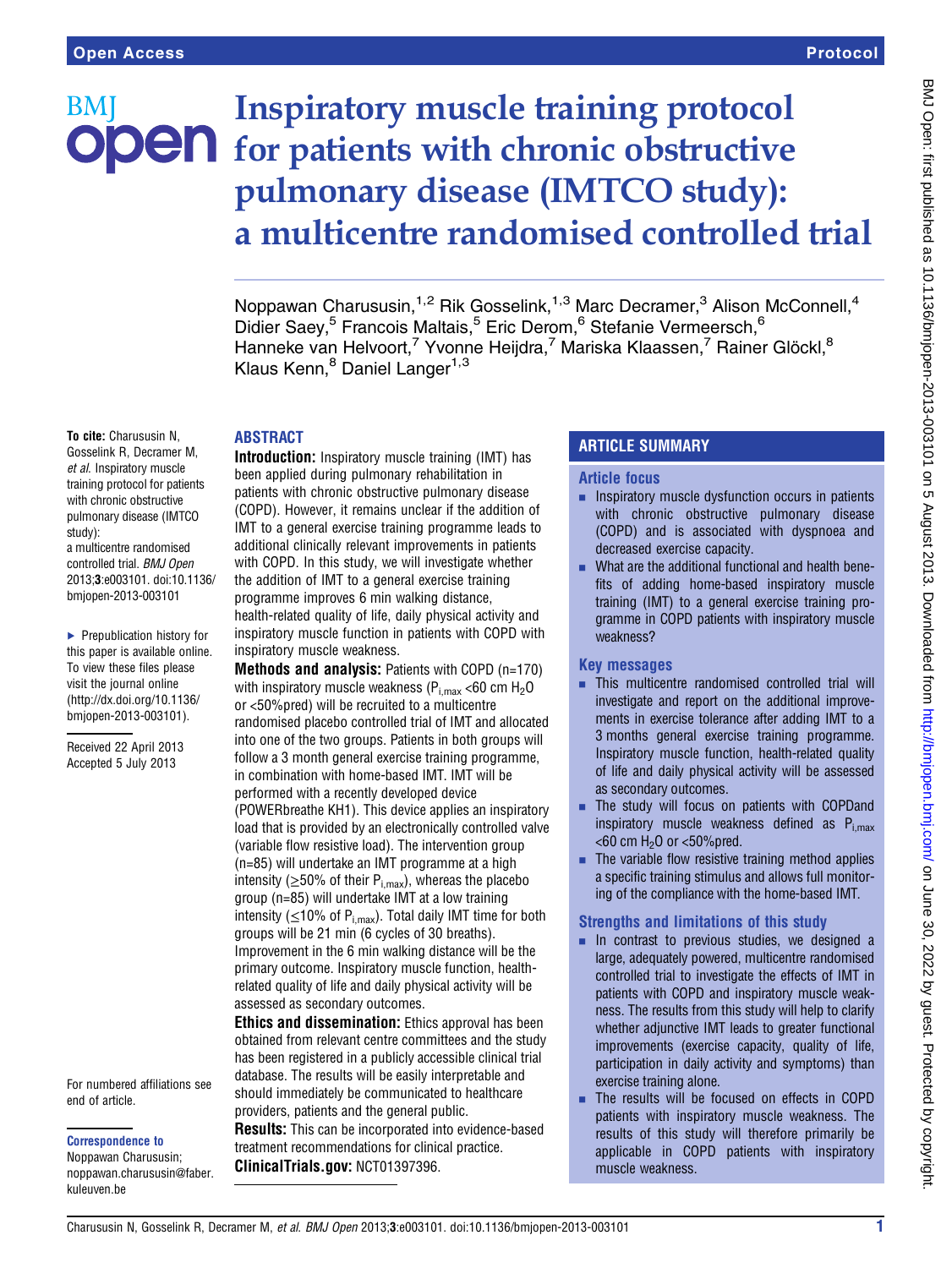Open Access

Protocol

# Inspiratory muscle training protocol for patients with chronic obstructive pulmonary disease (IMTCO study): a multicentre randomised controlled trial

Noppawan Charususin,[1,2] Rik Gosselink,[1,3] Marc Decramer,[3] Alison McConnell,[4] Didier Saey,[5] Francois Maltais,[5] Eric Derom,[6] Stefanie Vermeersch,[6] Hanneke van Helvoort,[7] Yvonne Heijdra,[7] Mariska Klaassen,[7] Rainer Glöckl,[8] Klaus Kenn,[8] Daniel Langer[1,3]

**To cite:** Charususin N, Gosselink R, Decramer M, *et al.* Inspiratory muscle training protocol for patients with chronic obstructive pulmonary disease (IMTCO study): a multicentre randomised controlled trial. *BMJ Open* 2013;**3**:e003101. doi:10.1136/bmjopen-2013-003101

▸ Prepublication history for this paper is available online. To view these files please visit the journal online (http://dx.doi.org/10.1136/bmjopen-2013-003101).

Received 22 April 2013
Accepted 5 July 2013

For numbered affiliations see end of article.

**Correspondence to**
Noppawan Charususin; noppawan.charususin@faber.kuleuven.be

## ABSTRACT

**Introduction:** Inspiratory muscle training (IMT) has been applied during pulmonary rehabilitation in patients with chronic obstructive pulmonary disease (COPD). However, it remains unclear if the addition of IMT to a general exercise training programme leads to additional clinically relevant improvements in patients with COPD. In this study, we will investigate whether the addition of IMT to a general exercise training programme improves 6 min walking distance, health-related quality of life, daily physical activity and inspiratory muscle function in patients with COPD with inspiratory muscle weakness.

**Methods and analysis:** Patients with COPD (n=170) with inspiratory muscle weakness ($P_{i,max}$ <60 cm $H_2O$ or <50%pred) will be recruited to a multicentre randomised placebo controlled trial of IMT and allocated into one of the two groups. Patients in both groups will follow a 3 month general exercise training programme, in combination with home-based IMT. IMT will be performed with a recently developed device (POWERbreathe KH1). This device applies an inspiratory load that is provided by an electronically controlled valve (variable flow resistive load). The intervention group (n=85) will undertake an IMT programme at a high intensity (≥50% of their $P_{i,max}$), whereas the placebo group (n=85) will undertake IMT at a low training intensity (≤10% of $P_{i,max}$). Total daily IMT time for both groups will be 21 min (6 cycles of 30 breaths). Improvement in the 6 min walking distance will be the primary outcome. Inspiratory muscle function, health-related quality of life and daily physical activity will be assessed as secondary outcomes.

**Ethics and dissemination:** Ethics approval has been obtained from relevant centre committees and the study has been registered in a publicly accessible clinical trial database. The results will be easily interpretable and should immediately be communicated to healthcare providers, patients and the general public.

**Results:** This can be incorporated into evidence-based treatment recommendations for clinical practice.

**ClinicalTrials.gov:** NCT01397396.

## ARTICLE SUMMARY

### Article focus

- Inspiratory muscle dysfunction occurs in patients with chronic obstructive pulmonary disease (COPD) and is associated with dyspnoea and decreased exercise capacity.
- What are the additional functional and health benefits of adding home-based inspiratory muscle training (IMT) to a general exercise training programme in COPD patients with inspiratory muscle weakness?

### Key messages

- This multicentre randomised controlled trial will investigate and report on the additional improvements in exercise tolerance after adding IMT to a 3 months general exercise training programme. Inspiratory muscle function, health-related quality of life and daily physical activity will be assessed as secondary outcomes.
- The study will focus on patients with COPDand inspiratory muscle weakness defined as $P_{i,max}$ <60 cm $H_2O$ or <50%pred.
- The variable flow resistive training method applies a specific training stimulus and allows full monitoring of the compliance with the home-based IMT.

### Strengths and limitations of this study

- In contrast to previous studies, we designed a large, adequately powered, multicentre randomised controlled trial to investigate the effects of IMT in patients with COPD and inspiratory muscle weakness. The results from this study will help to clarify whether adjunctive IMT leads to greater functional improvements (exercise capacity, quality of life, participation in daily activity and symptoms) than exercise training alone.
- The results will be focused on effects in COPD patients with inspiratory muscle weakness. The results of this study will therefore primarily be applicable in COPD patients with inspiratory muscle weakness.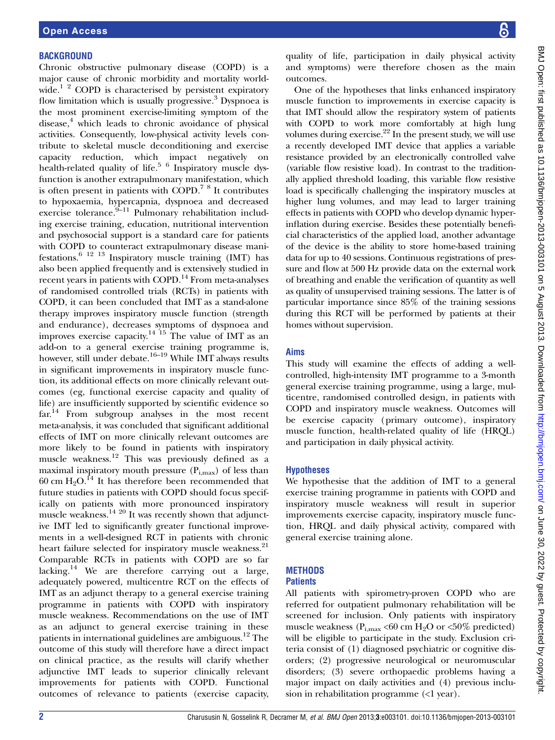## BACKGROUND

Chronic obstructive pulmonary disease (COPD) is a major cause of chronic morbidity and mortality worldwide.[1 2] COPD is characterised by persistent expiratory flow limitation which is usually progressive.[3] Dyspnoea is the most prominent exercise-limiting symptom of the disease,[4] which leads to chronic avoidance of physical activities. Consequently, low-physical activity levels contribute to skeletal muscle deconditioning and exercise capacity reduction, which impact negatively on health-related quality of life.[5 6] Inspiratory muscle dysfunction is another extrapulmonary manifestation, which is often present in patients with COPD.[7 8] It contributes to hypoxaemia, hypercapnia, dyspnoea and decreased exercise tolerance.[9–11] Pulmonary rehabilitation including exercise training, education, nutritional intervention and psychosocial support is a standard care for patients with COPD to counteract extrapulmonary disease manifestations.[6 12 13] Inspiratory muscle training (IMT) has also been applied frequently and is extensively studied in recent years in patients with COPD.[14] From meta-analyses of randomised controlled trials (RCTs) in patients with COPD, it can been concluded that IMT as a stand-alone therapy improves inspiratory muscle function (strength and endurance), decreases symptoms of dyspnoea and improves exercise capacity.[14 15] The value of IMT as an add-on to a general exercise training programme is, however, still under debate.[16–19] While IMT always results in significant improvements in inspiratory muscle function, its additional effects on more clinically relevant outcomes (eg, functional exercise capacity and quality of life) are insufficiently supported by scientific evidence so far.[14] From subgroup analyses in the most recent meta-analysis, it was concluded that significant additional effects of IMT on more clinically relevant outcomes are more likely to be found in patients with inspiratory muscle weakness.[12] This was previously defined as a maximal inspiratory mouth pressure ($P_{i,max}$) of less than 60 cm $H_2O$.[14] It has therefore been recommended that future studies in patients with COPD should focus specifically on patients with more pronounced inspiratory muscle weakness.[14 20] It was recently shown that adjunctive IMT led to significantly greater functional improvements in a well-designed RCT in patients with chronic heart failure selected for inspiratory muscle weakness.[21] Comparable RCTs in patients with COPD are so far lacking.[14] We are therefore carrying out a large, adequately powered, multicentre RCT on the effects of IMT as an adjunct therapy to a general exercise training programme in patients with COPD with inspiratory muscle weakness. Recommendations on the use of IMT as an adjunct to general exercise training in these patients in international guidelines are ambiguous.[12] The outcome of this study will therefore have a direct impact on clinical practice, as the results will clarify whether adjunctive IMT leads to superior clinically relevant improvements for patients with COPD. Functional outcomes of relevance to patients (exercise capacity, quality of life, participation in daily physical activity and symptoms) were therefore chosen as the main outcomes.

One of the hypotheses that links enhanced inspiratory muscle function to improvements in exercise capacity is that IMT should allow the respiratory system of patients with COPD to work more comfortably at high lung volumes during exercise.[22] In the present study, we will use a recently developed IMT device that applies a variable resistance provided by an electronically controlled valve (variable flow resistive load). In contrast to the traditionally applied threshold loading, this variable flow resistive load is specifically challenging the inspiratory muscles at higher lung volumes, and may lead to larger training effects in patients with COPD who develop dynamic hyperinflation during exercise. Besides these potentially beneficial characteristics of the applied load, another advantage of the device is the ability to store home-based training data for up to 40 sessions. Continuous registrations of pressure and flow at 500 Hz provide data on the external work of breathing and enable the verification of quantity as well as quality of unsupervised training sessions. The latter is of particular importance since 85% of the training sessions during this RCT will be performed by patients at their homes without supervision.

### Aims

This study will examine the effects of adding a well-controlled, high-intensity IMT programme to a 3-month general exercise training programme, using a large, multicentre, randomised controlled design, in patients with COPD and inspiratory muscle weakness. Outcomes will be exercise capacity (primary outcome), inspiratory muscle function, health-related quality of life (HRQL) and participation in daily physical activity.

### Hypotheses

We hypothesise that the addition of IMT to a general exercise training programme in patients with COPD and inspiratory muscle weakness will result in superior improvements exercise capacity, inspiratory muscle function, HRQL and daily physical activity, compared with general exercise training alone.

## METHODS

### Patients

All patients with spirometry-proven COPD who are referred for outpatient pulmonary rehabilitation will be screened for inclusion. Only patients with inspiratory muscle weakness ($P_{i,max}$ <60 cm $H_2O$ or <50% predicted) will be eligible to participate in the study. Exclusion criteria consist of (1) diagnosed psychiatric or cognitive disorders; (2) progressive neurological or neuromuscular disorders; (3) severe orthopaedic problems having a major impact on daily activities and (4) previous inclusion in rehabilitation programme (<1 year).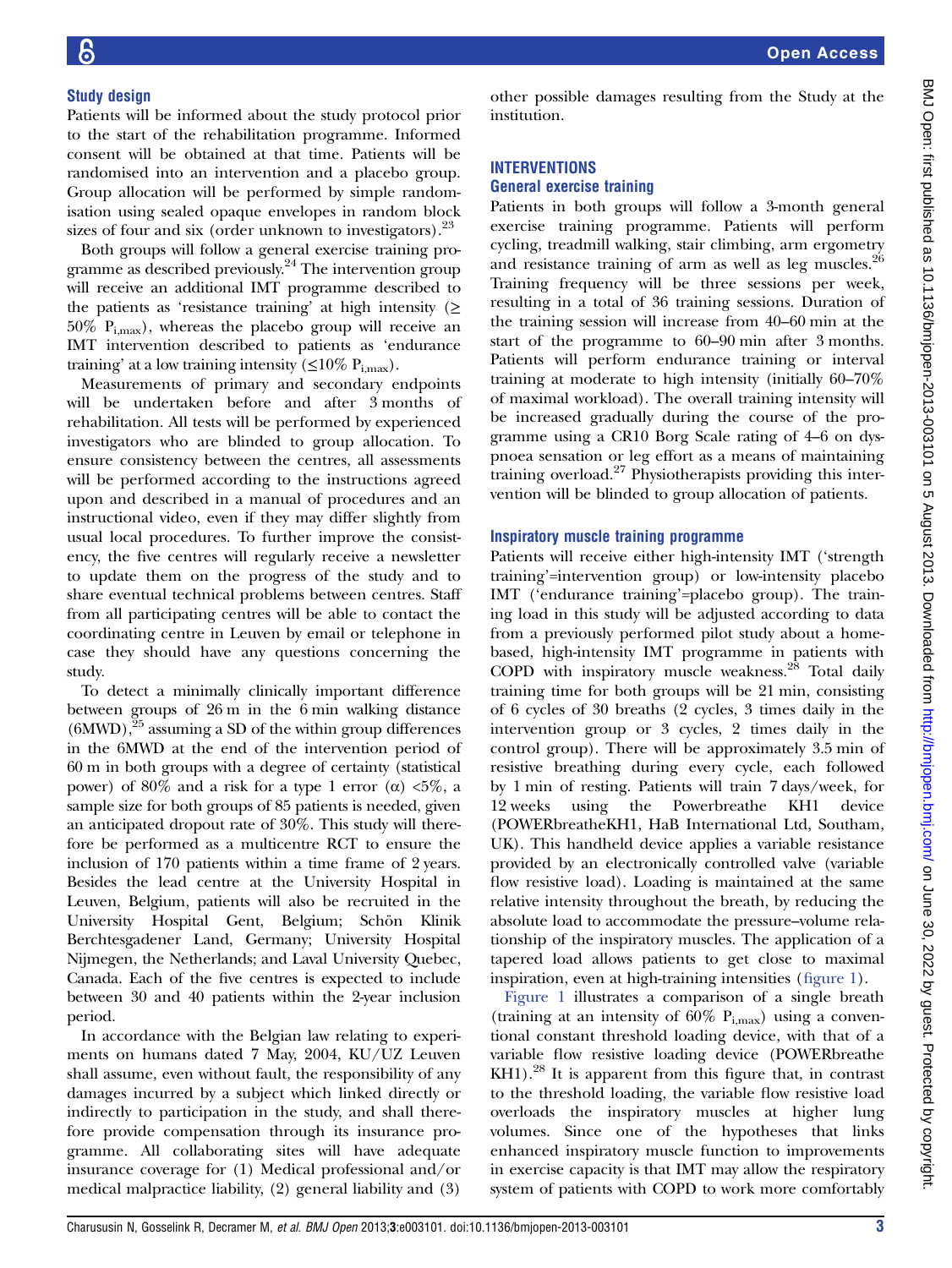### Study design

Patients will be informed about the study protocol prior to the start of the rehabilitation programme. Informed consent will be obtained at that time. Patients will be randomised into an intervention and a placebo group. Group allocation will be performed by simple randomisation using sealed opaque envelopes in random block sizes of four and six (order unknown to investigators).[23]

Both groups will follow a general exercise training programme as described previously.[24] The intervention group will receive an additional IMT programme described to the patients as 'resistance training' at high intensity ($\geq 50\%$ $P_{i,max}$), whereas the placebo group will receive an IMT intervention described to patients as 'endurance training' at a low training intensity ($\leq 10\%$ $P_{i,max}$).

Measurements of primary and secondary endpoints will be undertaken before and after 3 months of rehabilitation. All tests will be performed by experienced investigators who are blinded to group allocation. To ensure consistency between the centres, all assessments will be performed according to the instructions agreed upon and described in a manual of procedures and an instructional video, even if they may differ slightly from usual local procedures. To further improve the consistency, the five centres will regularly receive a newsletter to update them on the progress of the study and to share eventual technical problems between centres. Staff from all participating centres will be able to contact the coordinating centre in Leuven by email or telephone in case they should have any questions concerning the study.

To detect a minimally clinically important difference between groups of 26 m in the 6 min walking distance (6MWD),[25] assuming a SD of the within group differences in the 6MWD at the end of the intervention period of 60 m in both groups with a degree of certainty (statistical power) of 80% and a risk for a type 1 error ($\alpha$) <5%, a sample size for both groups of 85 patients is needed, given an anticipated dropout rate of 30%. This study will therefore be performed as a multicentre RCT to ensure the inclusion of 170 patients within a time frame of 2 years. Besides the lead centre at the University Hospital in Leuven, Belgium, patients will also be recruited in the University Hospital Gent, Belgium; Schön Klinik Berchtesgadener Land, Germany; University Hospital Nijmegen, the Netherlands; and Laval University Quebec, Canada. Each of the five centres is expected to include between 30 and 40 patients within the 2-year inclusion period.

In accordance with the Belgian law relating to experiments on humans dated 7 May, 2004, KU/UZ Leuven shall assume, even without fault, the responsibility of any damages incurred by a subject which linked directly or indirectly to participation in the study, and shall therefore provide compensation through its insurance programme. All collaborating sites will have adequate insurance coverage for (1) Medical professional and/or medical malpractice liability, (2) general liability and (3) other possible damages resulting from the Study at the institution.

## INTERVENTIONS

### General exercise training

Patients in both groups will follow a 3-month general exercise training programme. Patients will perform cycling, treadmill walking, stair climbing, arm ergometry and resistance training of arm as well as leg muscles.[26] Training frequency will be three sessions per week, resulting in a total of 36 training sessions. Duration of the training session will increase from 40–60 min at the start of the programme to 60–90 min after 3 months. Patients will perform endurance training or interval training at moderate to high intensity (initially 60–70% of maximal workload). The overall training intensity will be increased gradually during the course of the programme using a CR10 Borg Scale rating of 4–6 on dyspnoea sensation or leg effort as a means of maintaining training overload.[27] Physiotherapists providing this intervention will be blinded to group allocation of patients.

### Inspiratory muscle training programme

Patients will receive either high-intensity IMT ('strength training'=intervention group) or low-intensity placebo IMT ('endurance training'=placebo group). The training load in this study will be adjusted according to data from a previously performed pilot study about a home-based, high-intensity IMT programme in patients with COPD with inspiratory muscle weakness.[28] Total daily training time for both groups will be 21 min, consisting of 6 cycles of 30 breaths (2 cycles, 3 times daily in the intervention group or 3 cycles, 2 times daily in the control group). There will be approximately 3.5 min of resistive breathing during every cycle, each followed by 1 min of resting. Patients will train 7 days/week, for 12 weeks using the Powerbreathe KH1 device (POWERbreatheKH1, HaB International Ltd, Southam, UK). This handheld device applies a variable resistance provided by an electronically controlled valve (variable flow resistive load). Loading is maintained at the same relative intensity throughout the breath, by reducing the absolute load to accommodate the pressure–volume relationship of the inspiratory muscles. The application of a tapered load allows patients to get close to maximal inspiration, even at high-training intensities (figure 1).

Figure 1 illustrates a comparison of a single breath (training at an intensity of 60% $P_{i,max}$) using a conventional constant threshold loading device, with that of a variable flow resistive loading device (POWERbreathe KH1).[28] It is apparent from this figure that, in contrast to the threshold loading, the variable flow resistive load overloads the inspiratory muscles at higher lung volumes. Since one of the hypotheses that links enhanced inspiratory muscle function to improvements in exercise capacity is that IMT may allow the respiratory system of patients with COPD to work more comfortably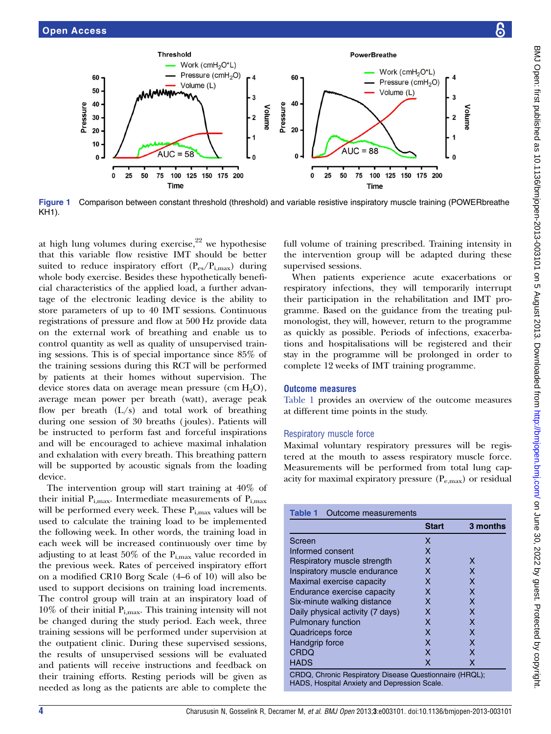Figure 1 Comparison between constant threshold (threshold) and variable resistive inspiratory muscle training (POWERbreathe KH1).

at high lung volumes during exercise,[22] we hypothesise that this variable flow resistive IMT should be better suited to reduce inspiratory effort ($P_{es}/P_{i,max}$) during whole body exercise. Besides these hypothetically beneficial characteristics of the applied load, a further advantage of the electronic leading device is the ability to store parameters of up to 40 IMT sessions. Continuous registrations of pressure and flow at 500 Hz provide data on the external work of breathing and enable us to control quantity as well as quality of unsupervised training sessions. This is of special importance since 85% of the training sessions during this RCT will be performed by patients at their homes without supervision. The device stores data on average mean pressure (cm $H_2O$), average mean power per breath (watt), average peak flow per breath (L/s) and total work of breathing during one session of 30 breaths (joules). Patients will be instructed to perform fast and forceful inspirations and will be encouraged to achieve maximal inhalation and exhalation with every breath. This breathing pattern will be supported by acoustic signals from the loading device.

The intervention group will start training at 40% of their initial $P_{i,max}$. Intermediate measurements of $P_{i,max}$ will be performed every week. These $P_{i,max}$ values will be used to calculate the training load to be implemented the following week. In other words, the training load in each week will be increased continuously over time by adjusting to at least 50% of the $P_{i,max}$ value recorded in the previous week. Rates of perceived inspiratory effort on a modified CR10 Borg Scale (4–6 of 10) will also be used to support decisions on training load increments. The control group will train at an inspiratory load of 10% of their initial $P_{i,max}$. This training intensity will not be changed during the study period. Each week, three training sessions will be performed under supervision at the outpatient clinic. During these supervised sessions, the results of unsupervised sessions will be evaluated and patients will receive instructions and feedback on their training efforts. Resting periods will be given as needed as long as the patients are able to complete the full volume of training prescribed. Training intensity in the intervention group will be adapted during these supervised sessions.

When patients experience acute exacerbations or respiratory infections, they will temporarily interrupt their participation in the rehabilitation and IMT programme. Based on the guidance from the treating pulmonologist, they will, however, return to the programme as quickly as possible. Periods of infections, exacerbations and hospitalisations will be registered and their stay in the programme will be prolonged in order to complete 12 weeks of IMT training programme.

## Outcome measures

Table 1 provides an overview of the outcome measures at different time points in the study.

### Respiratory muscle force

Maximal voluntary respiratory pressures will be registered at the mouth to assess respiratory muscle force. Measurements will be performed from total lung capacity for maximal expiratory pressure ($P_{e,max}$) or residual

**Table 1** Outcome measurements

| | Start | 3 months |
|---|---|---|
| Screen | X | |
| Informed consent | X | |
| Respiratory muscle strength | X | X |
| Inspiratory muscle endurance | X | X |
| Maximal exercise capacity | X | X |
| Endurance exercise capacity | X | X |
| Six-minute walking distance | X | X |
| Daily physical activity (7 days) | X | X |
| Pulmonary function | X | X |
| Quadriceps force | X | X |
| Handgrip force | X | X |
| CRDQ | X | X |
| HADS | X | X |

CRDQ, Chronic Respiratory Disease Questionnaire (HRQL); HADS, Hospital Anxiety and Depression Scale.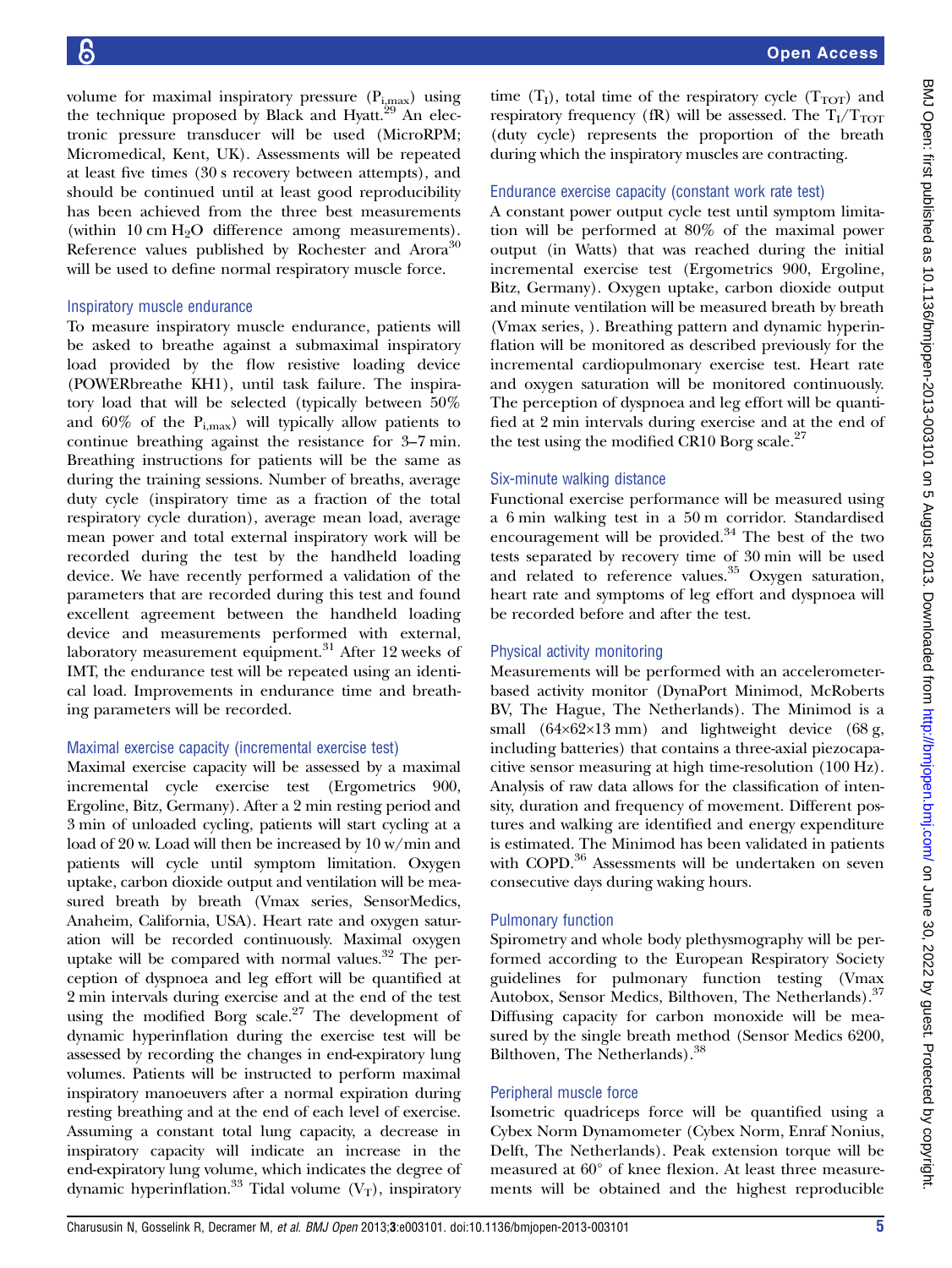volume for maximal inspiratory pressure ($P_{i,max}$) using the technique proposed by Black and Hyatt.[29] An electronic pressure transducer will be used (MicroRPM; Micromedical, Kent, UK). Assessments will be repeated at least five times (30 s recovery between attempts), and should be continued until at least good reproducibility has been achieved from the three best measurements (within 10 cm $H_2O$ difference among measurements). Reference values published by Rochester and Arora[30] will be used to define normal respiratory muscle force.

### Inspiratory muscle endurance

To measure inspiratory muscle endurance, patients will be asked to breathe against a submaximal inspiratory load provided by the flow resistive loading device (POWERbreathe KH1), until task failure. The inspiratory load that will be selected (typically between 50% and 60% of the $P_{i,max}$) will typically allow patients to continue breathing against the resistance for 3–7 min. Breathing instructions for patients will be the same as during the training sessions. Number of breaths, average duty cycle (inspiratory time as a fraction of the total respiratory cycle duration), average mean load, average mean power and total external inspiratory work will be recorded during the test by the handheld loading device. We have recently performed a validation of the parameters that are recorded during this test and found excellent agreement between the handheld loading device and measurements performed with external, laboratory measurement equipment.[31] After 12 weeks of IMT, the endurance test will be repeated using an identical load. Improvements in endurance time and breathing parameters will be recorded.

### Maximal exercise capacity (incremental exercise test)

Maximal exercise capacity will be assessed by a maximal incremental cycle exercise test (Ergometrics 900, Ergoline, Bitz, Germany). After a 2 min resting period and 3 min of unloaded cycling, patients will start cycling at a load of 20 w. Load will then be increased by 10 w/min and patients will cycle until symptom limitation. Oxygen uptake, carbon dioxide output and ventilation will be measured breath by breath (Vmax series, SensorMedics, Anaheim, California, USA). Heart rate and oxygen saturation will be recorded continuously. Maximal oxygen uptake will be compared with normal values.[32] The perception of dyspnoea and leg effort will be quantified at 2 min intervals during exercise and at the end of the test using the modified Borg scale.[27] The development of dynamic hyperinflation during the exercise test will be assessed by recording the changes in end-expiratory lung volumes. Patients will be instructed to perform maximal inspiratory manoeuvers after a normal expiration during resting breathing and at the end of each level of exercise. Assuming a constant total lung capacity, a decrease in inspiratory capacity will indicate an increase in the end-expiratory lung volume, which indicates the degree of dynamic hyperinflation.[33] Tidal volume ($V_T$), inspiratory time ($T_I$), total time of the respiratory cycle ($T_{TOT}$) and respiratory frequency (fR) will be assessed. The $T_I/T_{TOT}$ (duty cycle) represents the proportion of the breath during which the inspiratory muscles are contracting.

### Endurance exercise capacity (constant work rate test)

A constant power output cycle test until symptom limitation will be performed at 80% of the maximal power output (in Watts) that was reached during the initial incremental exercise test (Ergometrics 900, Ergoline, Bitz, Germany). Oxygen uptake, carbon dioxide output and minute ventilation will be measured breath by breath (Vmax series, ). Breathing pattern and dynamic hyperinflation will be monitored as described previously for the incremental cardiopulmonary exercise test. Heart rate and oxygen saturation will be monitored continuously. The perception of dyspnoea and leg effort will be quantified at 2 min intervals during exercise and at the end of the test using the modified CR10 Borg scale.[27]

### Six-minute walking distance

Functional exercise performance will be measured using a 6 min walking test in a 50 m corridor. Standardised encouragement will be provided.[34] The best of the two tests separated by recovery time of 30 min will be used and related to reference values.[35] Oxygen saturation, heart rate and symptoms of leg effort and dyspnoea will be recorded before and after the test.

### Physical activity monitoring

Measurements will be performed with an accelerometer-based activity monitor (DynaPort Minimod, McRoberts BV, The Hague, The Netherlands). The Minimod is a small (64×62×13 mm) and lightweight device (68 g, including batteries) that contains a three-axial piezocapacitive sensor measuring at high time-resolution (100 Hz). Analysis of raw data allows for the classification of intensity, duration and frequency of movement. Different postures and walking are identified and energy expenditure is estimated. The Minimod has been validated in patients with COPD.[36] Assessments will be undertaken on seven consecutive days during waking hours.

### Pulmonary function

Spirometry and whole body plethysmography will be performed according to the European Respiratory Society guidelines for pulmonary function testing (Vmax Autobox, Sensor Medics, Bilthoven, The Netherlands).[37] Diffusing capacity for carbon monoxide will be measured by the single breath method (Sensor Medics 6200, Bilthoven, The Netherlands).[38]

### Peripheral muscle force

Isometric quadriceps force will be quantified using a Cybex Norm Dynamometer (Cybex Norm, Enraf Nonius, Delft, The Netherlands). Peak extension torque will be measured at 60° of knee flexion. At least three measurements will be obtained and the highest reproducible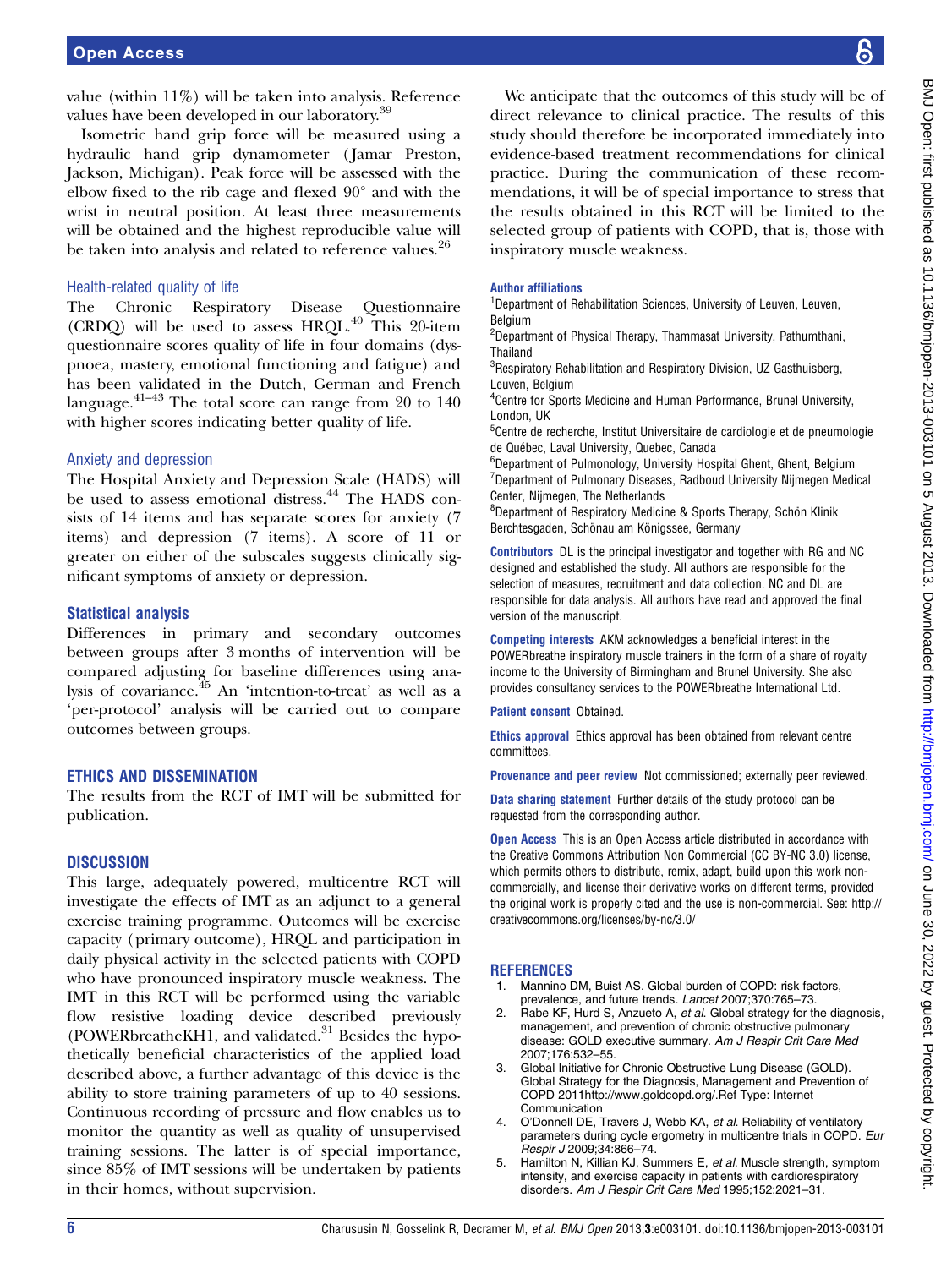value (within 11%) will be taken into analysis. Reference values have been developed in our laboratory.[39]

Isometric hand grip force will be measured using a hydraulic hand grip dynamometer (Jamar Preston, Jackson, Michigan). Peak force will be assessed with the elbow fixed to the rib cage and flexed 90° and with the wrist in neutral position. At least three measurements will be obtained and the highest reproducible value will be taken into analysis and related to reference values.[26]

### Health-related quality of life

The Chronic Respiratory Disease Questionnaire (CRDQ) will be used to assess HRQL.[40] This 20-item questionnaire scores quality of life in four domains (dyspnoea, mastery, emotional functioning and fatigue) and has been validated in the Dutch, German and French language.[41–43] The total score can range from 20 to 140 with higher scores indicating better quality of life.

### Anxiety and depression

The Hospital Anxiety and Depression Scale (HADS) will be used to assess emotional distress.[44] The HADS consists of 14 items and has separate scores for anxiety (7 items) and depression (7 items). A score of 11 or greater on either of the subscales suggests clinically significant symptoms of anxiety or depression.

### Statistical analysis

Differences in primary and secondary outcomes between groups after 3 months of intervention will be compared adjusting for baseline differences using analysis of covariance.[45] An 'intention-to-treat' as well as a 'per-protocol' analysis will be carried out to compare outcomes between groups.

## ETHICS AND DISSEMINATION

The results from the RCT of IMT will be submitted for publication.

## DISCUSSION

This large, adequately powered, multicentre RCT will investigate the effects of IMT as an adjunct to a general exercise training programme. Outcomes will be exercise capacity (primary outcome), HRQL and participation in daily physical activity in the selected patients with COPD who have pronounced inspiratory muscle weakness. The IMT in this RCT will be performed using the variable flow resistive loading device described previously (POWERbreatheKH1, and validated.[31] Besides the hypothetically beneficial characteristics of the applied load described above, a further advantage of this device is the ability to store training parameters of up to 40 sessions. Continuous recording of pressure and flow enables us to monitor the quantity as well as quality of unsupervised training sessions. The latter is of special importance, since 85% of IMT sessions will be undertaken by patients in their homes, without supervision.

We anticipate that the outcomes of this study will be of direct relevance to clinical practice. The results of this study should therefore be incorporated immediately into evidence-based treatment recommendations for clinical practice. During the communication of these recommendations, it will be of special importance to stress that the results obtained in this RCT will be limited to the selected group of patients with COPD, that is, those with inspiratory muscle weakness.

**Author affiliations**
[1]Department of Rehabilitation Sciences, University of Leuven, Leuven, Belgium
[2]Department of Physical Therapy, Thammasat University, Pathumthani, Thailand
[3]Respiratory Rehabilitation and Respiratory Division, UZ Gasthuisberg, Leuven, Belgium
[4]Centre for Sports Medicine and Human Performance, Brunel University, London, UK
[5]Centre de recherche, Institut Universitaire de cardiologie et de pneumologie de Québec, Laval University, Quebec, Canada
[6]Department of Pulmonology, University Hospital Ghent, Ghent, Belgium
[7]Department of Pulmonary Diseases, Radboud University Nijmegen Medical Center, Nijmegen, The Netherlands
[8]Department of Respiratory Medicine & Sports Therapy, Schön Klinik Berchtesgaden, Schönau am Königssee, Germany

**Contributors** DL is the principal investigator and together with RG and NC designed and established the study. All authors are responsible for the selection of measures, recruitment and data collection. NC and DL are responsible for data analysis. All authors have read and approved the final version of the manuscript.

**Competing interests** AKM acknowledges a beneficial interest in the POWERbreathe inspiratory muscle trainers in the form of a share of royalty income to the University of Birmingham and Brunel University. She also provides consultancy services to the POWERbreathe International Ltd.

**Patient consent** Obtained.

**Ethics approval** Ethics approval has been obtained from relevant centre committees.

**Provenance and peer review** Not commissioned; externally peer reviewed.

**Data sharing statement** Further details of the study protocol can be requested from the corresponding author.

**Open Access** This is an Open Access article distributed in accordance with the Creative Commons Attribution Non Commercial (CC BY-NC 3.0) license, which permits others to distribute, remix, adapt, build upon this work non-commercially, and license their derivative works on different terms, provided the original work is properly cited and the use is non-commercial. See: http://creativecommons.org/licenses/by-nc/3.0/

## REFERENCES

1. Mannino DM, Buist AS. Global burden of COPD: risk factors, prevalence, and future trends. *Lancet* 2007;370:765–73.
2. Rabe KF, Hurd S, Anzueto A, *et al*. Global strategy for the diagnosis, management, and prevention of chronic obstructive pulmonary disease: GOLD executive summary. *Am J Respir Crit Care Med* 2007;176:532–55.
3. Global Initiative for Chronic Obstructive Lung Disease (GOLD). Global Strategy for the Diagnosis, Management and Prevention of COPD 2011http://www.goldcopd.org/.Ref Type: Internet Communication
4. O'Donnell DE, Travers J, Webb KA, *et al*. Reliability of ventilatory parameters during cycle ergometry in multicentre trials in COPD. *Eur Respir J* 2009;34:866–74.
5. Hamilton N, Killian KJ, Summers E, *et al*. Muscle strength, symptom intensity, and exercise capacity in patients with cardiorespiratory disorders. *Am J Respir Crit Care Med* 1995;152:2021–31.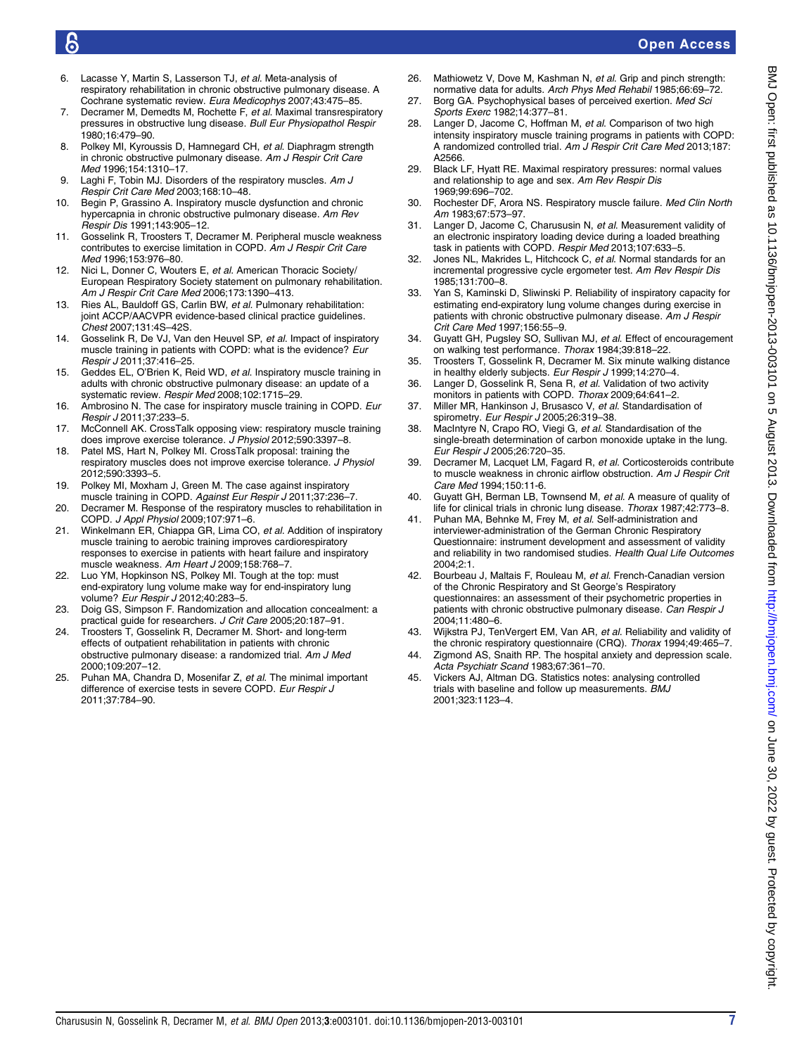6. Lacasse Y, Martin S, Lasserson TJ, *et al*. Meta-analysis of respiratory rehabilitation in chronic obstructive pulmonary disease. A Cochrane systematic review. *Eura Medicophys* 2007;43:475–85.
7. Decramer M, Demedts M, Rochette F, *et al*. Maximal transrespiratory pressures in obstructive lung disease. *Bull Eur Physiopathol Respir* 1980;16:479–90.
8. Polkey MI, Kyroussis D, Hamnegard CH, *et al*. Diaphragm strength in chronic obstructive pulmonary disease. *Am J Respir Crit Care Med* 1996;154:1310–17.
9. Laghi F, Tobin MJ. Disorders of the respiratory muscles. *Am J Respir Crit Care Med* 2003;168:10–48.
10. Begin P, Grassino A. Inspiratory muscle dysfunction and chronic hypercapnia in chronic obstructive pulmonary disease. *Am Rev Respir Dis* 1991;143:905–12.
11. Gosselink R, Troosters T, Decramer M. Peripheral muscle weakness contributes to exercise limitation in COPD. *Am J Respir Crit Care Med* 1996;153:976–80.
12. Nici L, Donner C, Wouters E, *et al*. American Thoracic Society/European Respiratory Society statement on pulmonary rehabilitation. *Am J Respir Crit Care Med* 2006;173:1390–413.
13. Ries AL, Bauldoff GS, Carlin BW, *et al*. Pulmonary rehabilitation: joint ACCP/AACVPR evidence-based clinical practice guidelines. *Chest* 2007;131:4S–42S.
14. Gosselink R, De VJ, Van den Heuvel SP, *et al*. Impact of inspiratory muscle training in patients with COPD: what is the evidence? *Eur Respir J* 2011;37:416–25.
15. Geddes EL, O'Brien K, Reid WD, *et al*. Inspiratory muscle training in adults with chronic obstructive pulmonary disease: an update of a systematic review. *Respir Med* 2008;102:1715–29.
16. Ambrosino N. The case for inspiratory muscle training in COPD. *Eur Respir J* 2011;37:233–5.
17. McConnell AK. CrossTalk opposing view: respiratory muscle training does improve exercise tolerance. *J Physiol* 2012;590:3397–8.
18. Patel MS, Hart N, Polkey MI. CrossTalk proposal: training the respiratory muscles does not improve exercise tolerance. *J Physiol* 2012;590:3393–5.
19. Polkey MI, Moxham J, Green M. The case against inspiratory muscle training in COPD. *Against Eur Respir J* 2011;37:236–7.
20. Decramer M. Response of the respiratory muscles to rehabilitation in COPD. *J Appl Physiol* 2009;107:971–6.
21. Winkelmann ER, Chiappa GR, Lima CO, *et al*. Addition of inspiratory muscle training to aerobic training improves cardiorespiratory responses to exercise in patients with heart failure and inspiratory muscle weakness. *Am Heart J* 2009;158:768–7.
22. Luo YM, Hopkinson NS, Polkey MI. Tough at the top: must end-expiratory lung volume make way for end-inspiratory lung volume? *Eur Respir J* 2012;40:283–5.
23. Doig GS, Simpson F. Randomization and allocation concealment: a practical guide for researchers. *J Crit Care* 2005;20:187–91.
24. Troosters T, Gosselink R, Decramer M. Short- and long-term effects of outpatient rehabilitation in patients with chronic obstructive pulmonary disease: a randomized trial. *Am J Med* 2000;109:207–12.
25. Puhan MA, Chandra D, Mosenifar Z, *et al*. The minimal important difference of exercise tests in severe COPD. *Eur Respir J* 2011;37:784–90.
26. Mathiowetz V, Dove M, Kashman N, *et al*. Grip and pinch strength: normative data for adults. *Arch Phys Med Rehabil* 1985;66:69–72.
27. Borg GA. Psychophysical bases of perceived exertion. *Med Sci Sports Exerc* 1982;14:377–81.
28. Langer D, Jacome C, Hoffman M, *et al*. Comparison of two high intensity inspiratory muscle training programs in patients with COPD: A randomized controlled trial. *Am J Respir Crit Care Med* 2013;187:A2566.
29. Black LF, Hyatt RE. Maximal respiratory pressures: normal values and relationship to age and sex. *Am Rev Respir Dis* 1969;99:696–702.
30. Rochester DF, Arora NS. Respiratory muscle failure. *Med Clin North Am* 1983;67:573–97.
31. Langer D, Jacome C, Charususin N, *et al*. Measurement validity of an electronic inspiratory loading device during a loaded breathing task in patients with COPD. *Respir Med* 2013;107:633–5.
32. Jones NL, Makrides L, Hitchcock C, *et al*. Normal standards for an incremental progressive cycle ergometer test. *Am Rev Respir Dis* 1985;131:700–8.
33. Yan S, Kaminski D, Sliwinski P. Reliability of inspiratory capacity for estimating end-expiratory lung volume changes during exercise in patients with chronic obstructive pulmonary disease. *Am J Respir Crit Care Med* 1997;156:55–9.
34. Guyatt GH, Pugsley SO, Sullivan MJ, *et al*. Effect of encouragement on walking test performance. *Thorax* 1984;39:818–22.
35. Troosters T, Gosselink R, Decramer M. Six minute walking distance in healthy elderly subjects. *Eur Respir J* 1999;14:270–4.
36. Langer D, Gosselink R, Sena R, *et al*. Validation of two activity monitors in patients with COPD. *Thorax* 2009;64:641–2.
37. Miller MR, Hankinson J, Brusasco V, *et al*. Standardisation of spirometry. *Eur Respir J* 2005;26:319–38.
38. MacIntyre N, Crapo RO, Viegi G, *et al*. Standardisation of the single-breath determination of carbon monoxide uptake in the lung. *Eur Respir J* 2005;26:720–35.
39. Decramer M, Lacquet LM, Fagard R, *et al*. Corticosteroids contribute to muscle weakness in chronic airflow obstruction. *Am J Respir Crit Care Med* 1994;150:11-6.
40. Guyatt GH, Berman LB, Townsend M, *et al*. A measure of quality of life for clinical trials in chronic lung disease. *Thorax* 1987;42:773–8.
41. Puhan MA, Behnke M, Frey M, *et al*. Self-administration and interviewer-administration of the German Chronic Respiratory Questionnaire: instrument development and assessment of validity and reliability in two randomised studies. *Health Qual Life Outcomes* 2004;2:1.
42. Bourbeau J, Maltais F, Rouleau M, *et al*. French-Canadian version of the Chronic Respiratory and St George's Respiratory questionnaires: an assessment of their psychometric properties in patients with chronic obstructive pulmonary disease. *Can Respir J* 2004;11:480–6.
43. Wijkstra PJ, TenVergert EM, Van AR, *et al*. Reliability and validity of the chronic respiratory questionnaire (CRQ). *Thorax* 1994;49:465–7.
44. Zigmond AS, Snaith RP. The hospital anxiety and depression scale. *Acta Psychiatr Scand* 1983;67:361–70.
45. Vickers AJ, Altman DG. Statistics notes: analysing controlled trials with baseline and follow up measurements. *BMJ* 2001;323:1123–4.